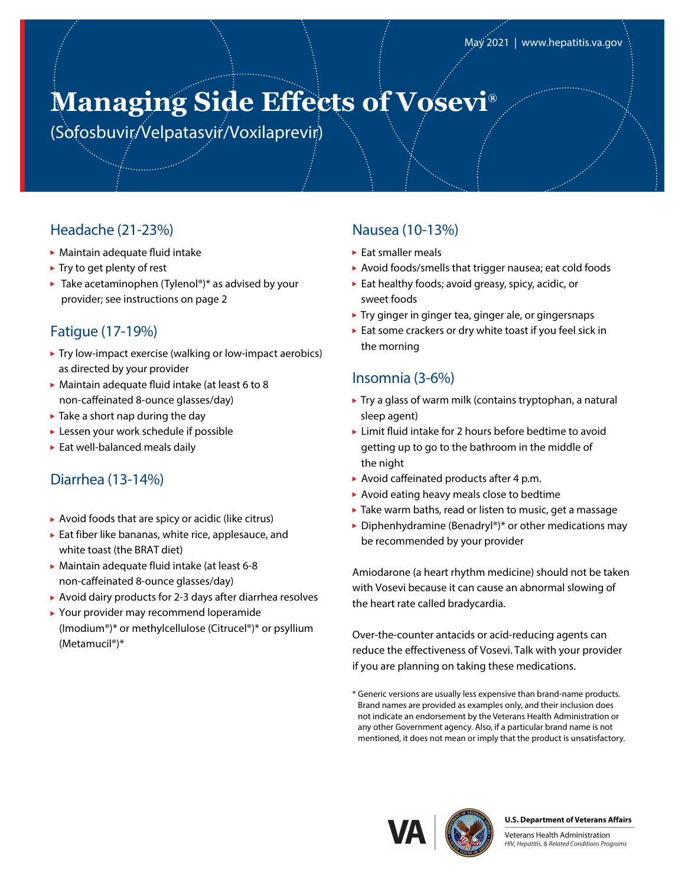May 2021 | www.hepatitis.va.gov

# Managing Side Effects of Vosevi®

(Sofosbuvir/Velpatasvir/Voxilaprevir)

## Headache (21-23%)

- Maintain adequate fluid intake
- Try to get plenty of rest
- Take acetaminophen (Tylenol®)* as advised by your provider; see instructions on page 2

## Fatigue (17-19%)

- Try low-impact exercise (walking or low-impact aerobics) as directed by your provider
- Maintain adequate fluid intake (at least 6 to 8 non-caffeinated 8-ounce glasses/day)
- Take a short nap during the day
- Lessen your work schedule if possible
- Eat well-balanced meals daily

## Diarrhea (13-14%)

- Avoid foods that are spicy or acidic (like citrus)
- Eat fiber like bananas, white rice, applesauce, and white toast (the BRAT diet)
- Maintain adequate fluid intake (at least 6-8 non-caffeinated 8-ounce glasses/day)
- Avoid dairy products for 2-3 days after diarrhea resolves
- Your provider may recommend loperamide (Imodium®)* or methylcellulose (Citrucel®)* or psyllium (Metamucil®)*

## Nausea (10-13%)

- Eat smaller meals
- Avoid foods/smells that trigger nausea; eat cold foods
- Eat healthy foods; avoid greasy, spicy, acidic, or sweet foods
- Try ginger in ginger tea, ginger ale, or gingersnaps
- Eat some crackers or dry white toast if you feel sick in the morning

## Insomnia (3-6%)

- Try a glass of warm milk (contains tryptophan, a natural sleep agent)
- Limit fluid intake for 2 hours before bedtime to avoid getting up to go to the bathroom in the middle of the night
- Avoid caffeinated products after 4 p.m.
- Avoid eating heavy meals close to bedtime
- Take warm baths, read or listen to music, get a massage
- Diphenhydramine (Benadryl®)* or other medications may be recommended by your provider

Amiodarone (a heart rhythm medicine) should not be taken with Vosevi because it can cause an abnormal slowing of the heart rate called bradycardia.

Over-the-counter antacids or acid-reducing agents can reduce the effectiveness of Vosevi. Talk with your provider if you are planning on taking these medications.

* Generic versions are usually less expensive than brand-name products. Brand names are provided as examples only, and their inclusion does not indicate an endorsement by the Veterans Health Administration or any other Government agency. Also, if a particular brand name is not mentioned, it does not mean or imply that the product is unsatisfactory.

**U.S. Department of Veterans Affairs**

Veterans Health Administration
*HIV, Hepatitis, & Related Conditions Programs*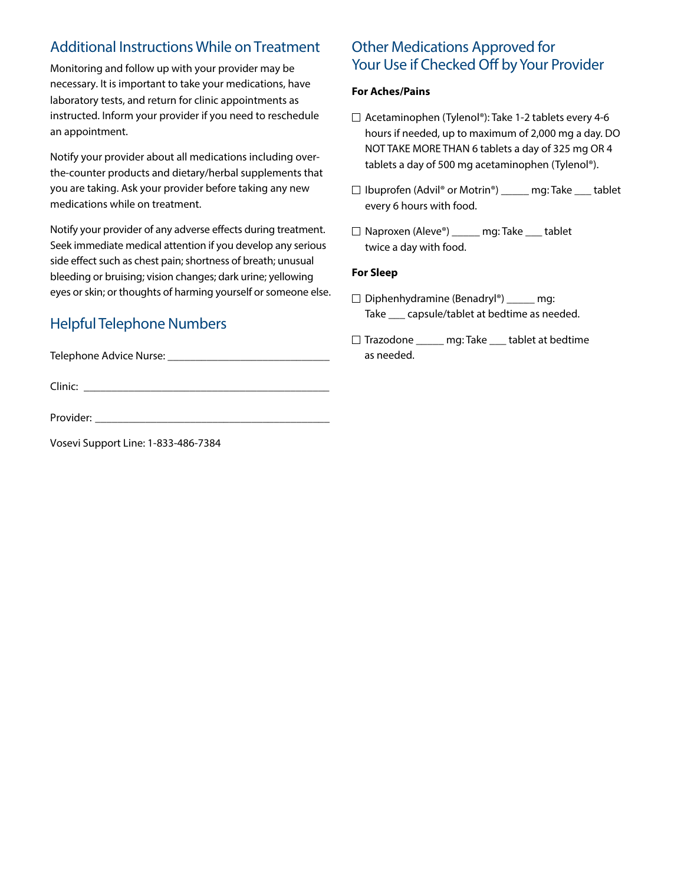## Additional Instructions While on Treatment

Monitoring and follow up with your provider may be necessary. It is important to take your medications, have laboratory tests, and return for clinic appointments as instructed. Inform your provider if you need to reschedule an appointment.

Notify your provider about all medications including over-the-counter products and dietary/herbal supplements that you are taking. Ask your provider before taking any new medications while on treatment.

Notify your provider of any adverse effects during treatment. Seek immediate medical attention if you develop any serious side effect such as chest pain; shortness of breath; unusual bleeding or bruising; vision changes; dark urine; yellowing eyes or skin; or thoughts of harming yourself or someone else.

## Helpful Telephone Numbers

Telephone Advice Nurse: ______________________________

Clinic: ______________________________________________

Provider: ____________________________________________

Vosevi Support Line: 1-833-486-7384

## Other Medications Approved for Your Use if Checked Off by Your Provider

**For Aches/Pains**

- ☐ Acetaminophen (Tylenol®): Take 1-2 tablets every 4-6 hours if needed, up to maximum of 2,000 mg a day. DO NOT TAKE MORE THAN 6 tablets a day of 325 mg OR 4 tablets a day of 500 mg acetaminophen (Tylenol®).
- ☐ Ibuprofen (Advil® or Motrin®) _____ mg: Take ___ tablet every 6 hours with food.
- ☐ Naproxen (Aleve®) _____ mg: Take ___ tablet twice a day with food.

**For Sleep**

- ☐ Diphenhydramine (Benadryl®) _____ mg: Take ___ capsule/tablet at bedtime as needed.
- ☐ Trazodone _____ mg: Take ___ tablet at bedtime as needed.